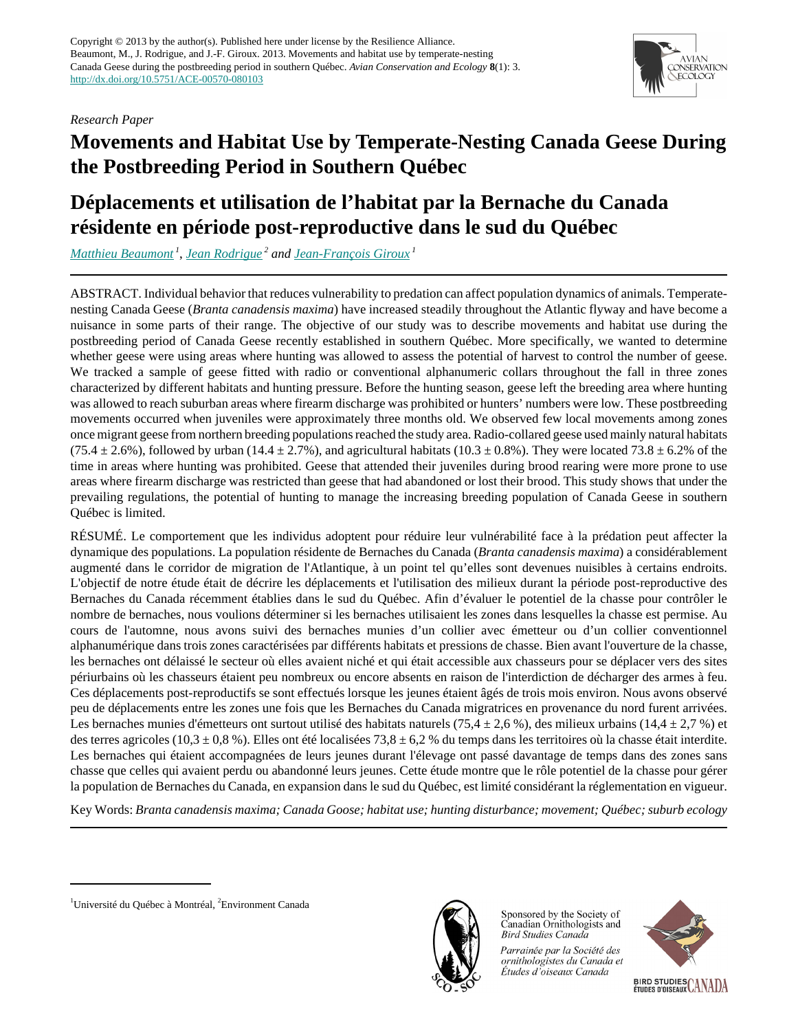Copyright © 2013 by the author(s). Published here under license by the Resilience Alliance.
Beaumont, M., J. Rodrigue, and J.-F. Giroux. 2013. Movements and habitat use by temperate-nesting Canada Geese during the postbreeding period in southern Québec. *Avian Conservation and Ecology* **8**(1): 3.
http://dx.doi.org/10.5751/ACE-00570-080103

*Research Paper*

# Movements and Habitat Use by Temperate-Nesting Canada Geese During the Postbreeding Period in Southern Québec

# Déplacements et utilisation de l'habitat par la Bernache du Canada résidente en période post-reproductive dans le sud du Québec

*Matthieu Beaumont [1], Jean Rodrigue [2] and Jean-François Giroux [1]*

ABSTRACT. Individual behavior that reduces vulnerability to predation can affect population dynamics of animals. Temperate-nesting Canada Geese (*Branta canadensis maxima*) have increased steadily throughout the Atlantic flyway and have become a nuisance in some parts of their range. The objective of our study was to describe movements and habitat use during the postbreeding period of Canada Geese recently established in southern Québec. More specifically, we wanted to determine whether geese were using areas where hunting was allowed to assess the potential of harvest to control the number of geese. We tracked a sample of geese fitted with radio or conventional alphanumeric collars throughout the fall in three zones characterized by different habitats and hunting pressure. Before the hunting season, geese left the breeding area where hunting was allowed to reach suburban areas where firearm discharge was prohibited or hunters' numbers were low. These postbreeding movements occurred when juveniles were approximately three months old. We observed few local movements among zones once migrant geese from northern breeding populations reached the study area. Radio-collared geese used mainly natural habitats ($75.4 \pm 2.6\%$), followed by urban ($14.4 \pm 2.7\%$), and agricultural habitats ($10.3 \pm 0.8\%$). They were located $73.8 \pm 6.2\%$ of the time in areas where hunting was prohibited. Geese that attended their juveniles during brood rearing were more prone to use areas where firearm discharge was restricted than geese that had abandoned or lost their brood. This study shows that under the prevailing regulations, the potential of hunting to manage the increasing breeding population of Canada Geese in southern Québec is limited.

RÉSUMÉ. Le comportement que les individus adoptent pour réduire leur vulnérabilité face à la prédation peut affecter la dynamique des populations. La population résidente de Bernaches du Canada (*Branta canadensis maxima*) a considérablement augmenté dans le corridor de migration de l'Atlantique, à un point tel qu'elles sont devenues nuisibles à certains endroits. L'objectif de notre étude était de décrire les déplacements et l'utilisation des milieux durant la période post-reproductive des Bernaches du Canada récemment établies dans le sud du Québec. Afin d'évaluer le potentiel de la chasse pour contrôler le nombre de bernaches, nous voulions déterminer si les bernaches utilisaient les zones dans lesquelles la chasse est permise. Au cours de l'automne, nous avons suivi des bernaches munies d'un collier avec émetteur ou d'un collier conventionnel alphanumérique dans trois zones caractérisées par différents habitats et pressions de chasse. Bien avant l'ouverture de la chasse, les bernaches ont délaissé le secteur où elles avaient niché et qui était accessible aux chasseurs pour se déplacer vers des sites périurbains où les chasseurs étaient peu nombreux ou encore absents en raison de l'interdiction de décharger des armes à feu. Ces déplacements post-reproductifs se sont effectués lorsque les jeunes étaient âgés de trois mois environ. Nous avons observé peu de déplacements entre les zones une fois que les Bernaches du Canada migratrices en provenance du nord furent arrivées. Les bernaches munies d'émetteurs ont surtout utilisé des habitats naturels ($75{,}4 \pm 2{,}6$ %), des milieux urbains ($14{,}4 \pm 2{,}7$ %) et des terres agricoles ($10{,}3 \pm 0{,}8$ %). Elles ont été localisées $73{,}8 \pm 6{,}2$ % du temps dans les territoires où la chasse était interdite. Les bernaches qui étaient accompagnées de leurs jeunes durant l'élevage ont passé davantage de temps dans des zones sans chasse que celles qui avaient perdu ou abandonné leurs jeunes. Cette étude montre que le rôle potentiel de la chasse pour gérer la population de Bernaches du Canada, en expansion dans le sud du Québec, est limité considérant la réglementation en vigueur.

Key Words: *Branta canadensis maxima; Canada Goose; habitat use; hunting disturbance; movement; Québec; suburb ecology*

[1]Université du Québec à Montréal, [2]Environment Canada

Sponsored by the Society of Canadian Ornithologists and Bird Studies Canada

*Parrainée par la Société des ornithologistes du Canada et Études d'oiseaux Canada*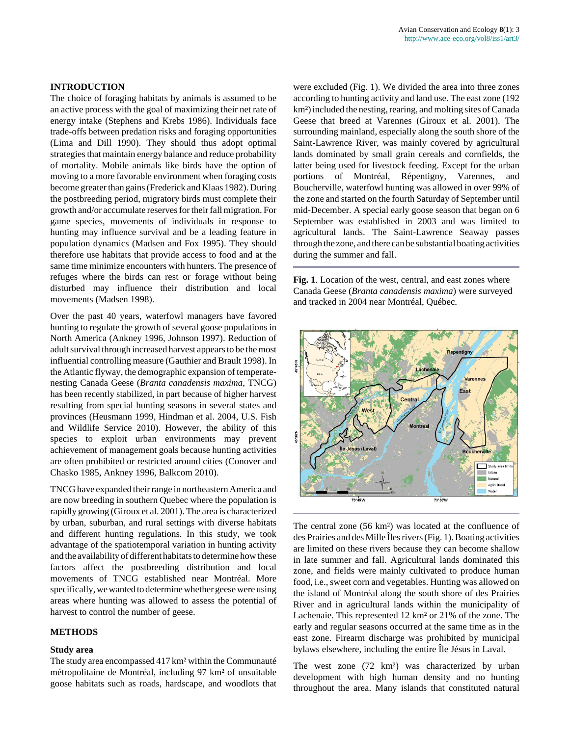## INTRODUCTION

The choice of foraging habitats by animals is assumed to be an active process with the goal of maximizing their net rate of energy intake (Stephens and Krebs 1986). Individuals face trade-offs between predation risks and foraging opportunities (Lima and Dill 1990). They should thus adopt optimal strategies that maintain energy balance and reduce probability of mortality. Mobile animals like birds have the option of moving to a more favorable environment when foraging costs become greater than gains (Frederick and Klaas 1982). During the postbreeding period, migratory birds must complete their growth and/or accumulate reserves for their fall migration. For game species, movements of individuals in response to hunting may influence survival and be a leading feature in population dynamics (Madsen and Fox 1995). They should therefore use habitats that provide access to food and at the same time minimize encounters with hunters. The presence of refuges where the birds can rest or forage without being disturbed may influence their distribution and local movements (Madsen 1998).

Over the past 40 years, waterfowl managers have favored hunting to regulate the growth of several goose populations in North America (Ankney 1996, Johnson 1997). Reduction of adult survival through increased harvest appears to be the most influential controlling measure (Gauthier and Brault 1998). In the Atlantic flyway, the demographic expansion of temperate-nesting Canada Geese (*Branta canadensis maxima*, TNCG) has been recently stabilized, in part because of higher harvest resulting from special hunting seasons in several states and provinces (Heusmann 1999, Hindman et al. 2004, U.S. Fish and Wildlife Service 2010). However, the ability of this species to exploit urban environments may prevent achievement of management goals because hunting activities are often prohibited or restricted around cities (Conover and Chasko 1985, Ankney 1996, Balkcom 2010).

TNCG have expanded their range in northeastern America and are now breeding in southern Quebec where the population is rapidly growing (Giroux et al. 2001). The area is characterized by urban, suburban, and rural settings with diverse habitats and different hunting regulations. In this study, we took advantage of the spatiotemporal variation in hunting activity and the availability of different habitats to determine how these factors affect the postbreeding distribution and local movements of TNCG established near Montréal. More specifically, we wanted to determine whether geese were using areas where hunting was allowed to assess the potential of harvest to control the number of geese.

## METHODS

### Study area

The study area encompassed 417 km² within the Communauté métropolitaine de Montréal, including 97 km² of unsuitable goose habitats such as roads, hardscape, and woodlots that were excluded (Fig. 1). We divided the area into three zones according to hunting activity and land use. The east zone (192 km²) included the nesting, rearing, and molting sites of Canada Geese that breed at Varennes (Giroux et al. 2001). The surrounding mainland, especially along the south shore of the Saint-Lawrence River, was mainly covered by agricultural lands dominated by small grain cereals and cornfields, the latter being used for livestock feeding. Except for the urban portions of Montréal, Répentigny, Varennes, and Boucherville, waterfowl hunting was allowed in over 99% of the zone and started on the fourth Saturday of September until mid-December. A special early goose season that began on 6 September was established in 2003 and was limited to agricultural lands. The Saint-Lawrence Seaway passes through the zone, and there can be substantial boating activities during the summer and fall.

**Fig. 1**. Location of the west, central, and east zones where Canada Geese (*Branta canadensis maxima*) were surveyed and tracked in 2004 near Montréal, Québec.

The central zone (56 km²) was located at the confluence of des Prairies and des Mille Îles rivers (Fig. 1). Boating activities are limited on these rivers because they can become shallow in late summer and fall. Agricultural lands dominated this zone, and fields were mainly cultivated to produce human food, i.e., sweet corn and vegetables. Hunting was allowed on the island of Montréal along the south shore of des Prairies River and in agricultural lands within the municipality of Lachenaie. This represented 12 km² or 21% of the zone. The early and regular seasons occurred at the same time as in the east zone. Firearm discharge was prohibited by municipal bylaws elsewhere, including the entire Île Jésus in Laval.

The west zone (72 km²) was characterized by urban development with high human density and no hunting throughout the area. Many islands that constituted natural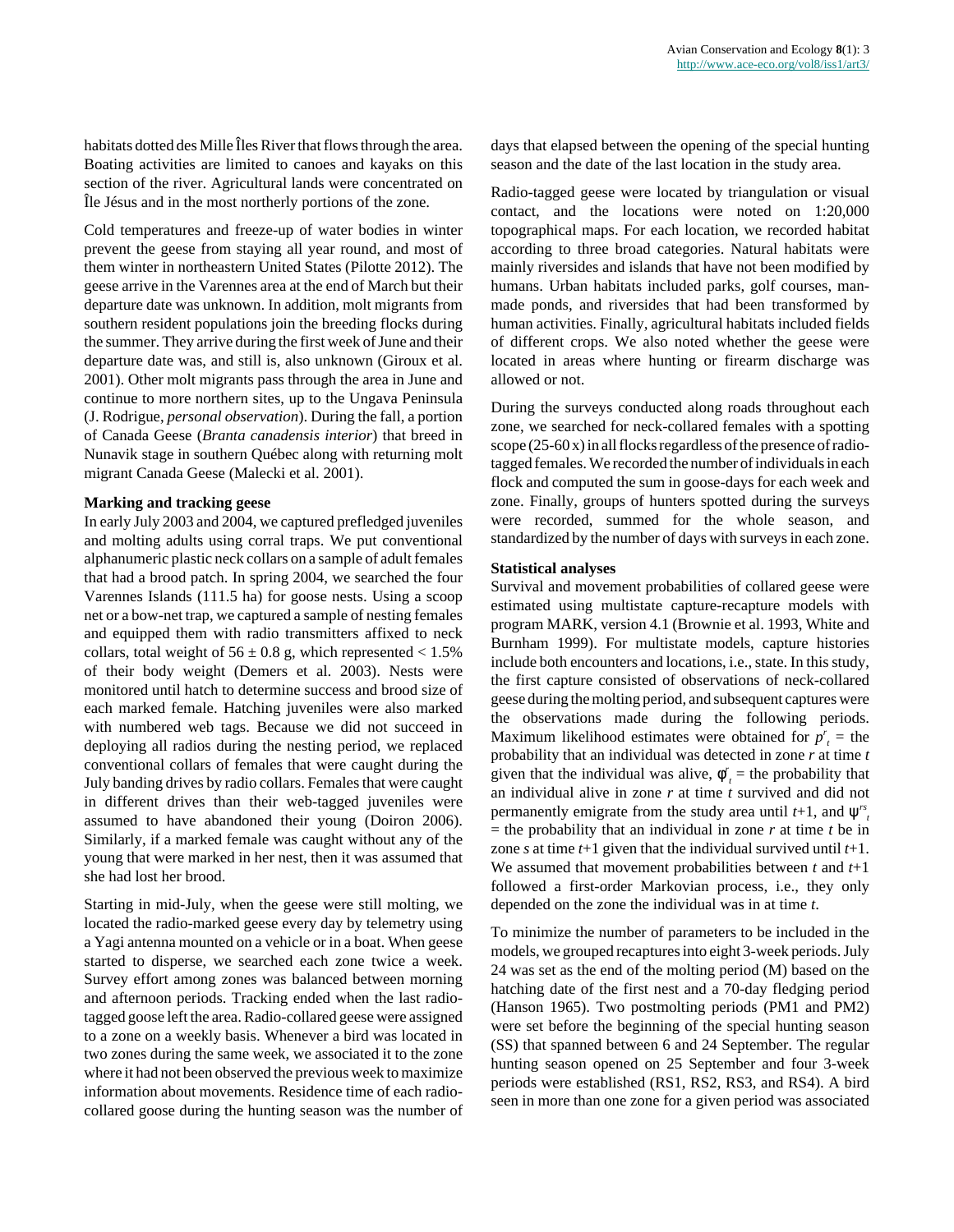habitats dotted des Mille Îles River that flows through the area. Boating activities are limited to canoes and kayaks on this section of the river. Agricultural lands were concentrated on Île Jésus and in the most northerly portions of the zone.

Cold temperatures and freeze-up of water bodies in winter prevent the geese from staying all year round, and most of them winter in northeastern United States (Pilotte 2012). The geese arrive in the Varennes area at the end of March but their departure date was unknown. In addition, molt migrants from southern resident populations join the breeding flocks during the summer. They arrive during the first week of June and their departure date was, and still is, also unknown (Giroux et al. 2001). Other molt migrants pass through the area in June and continue to more northern sites, up to the Ungava Peninsula (J. Rodrigue, *personal observation*). During the fall, a portion of Canada Geese (*Branta canadensis interior*) that breed in Nunavik stage in southern Québec along with returning molt migrant Canada Geese (Malecki et al. 2001).

### Marking and tracking geese

In early July 2003 and 2004, we captured prefledged juveniles and molting adults using corral traps. We put conventional alphanumeric plastic neck collars on a sample of adult females that had a brood patch. In spring 2004, we searched the four Varennes Islands (111.5 ha) for goose nests. Using a scoop net or a bow-net trap, we captured a sample of nesting females and equipped them with radio transmitters affixed to neck collars, total weight of $56 \pm 0.8$ g, which represented < 1.5% of their body weight (Demers et al. 2003). Nests were monitored until hatch to determine success and brood size of each marked female. Hatching juveniles were also marked with numbered web tags. Because we did not succeed in deploying all radios during the nesting period, we replaced conventional collars of females that were caught during the July banding drives by radio collars. Females that were caught in different drives than their web-tagged juveniles were assumed to have abandoned their young (Doiron 2006). Similarly, if a marked female was caught without any of the young that were marked in her nest, then it was assumed that she had lost her brood.

Starting in mid-July, when the geese were still molting, we located the radio-marked geese every day by telemetry using a Yagi antenna mounted on a vehicle or in a boat. When geese started to disperse, we searched each zone twice a week. Survey effort among zones was balanced between morning and afternoon periods. Tracking ended when the last radio-tagged goose left the area. Radio-collared geese were assigned to a zone on a weekly basis. Whenever a bird was located in two zones during the same week, we associated it to the zone where it had not been observed the previous week to maximize information about movements. Residence time of each radio-collared goose during the hunting season was the number of days that elapsed between the opening of the special hunting season and the date of the last location in the study area.

Radio-tagged geese were located by triangulation or visual contact, and the locations were noted on 1:20,000 topographical maps. For each location, we recorded habitat according to three broad categories. Natural habitats were mainly riversides and islands that have not been modified by humans. Urban habitats included parks, golf courses, man-made ponds, and riversides that had been transformed by human activities. Finally, agricultural habitats included fields of different crops. We also noted whether the geese were located in areas where hunting or firearm discharge was allowed or not.

During the surveys conducted along roads throughout each zone, we searched for neck-collared females with a spotting scope (25-60 x) in all flocks regardless of the presence of radio-tagged females. We recorded the number of individuals in each flock and computed the sum in goose-days for each week and zone. Finally, groups of hunters spotted during the surveys were recorded, summed for the whole season, and standardized by the number of days with surveys in each zone.

### Statistical analyses

Survival and movement probabilities of collared geese were estimated using multistate capture-recapture models with program MARK, version 4.1 (Brownie et al. 1993, White and Burnham 1999). For multistate models, capture histories include both encounters and locations, i.e., state. In this study, the first capture consisted of observations of neck-collared geese during the molting period, and subsequent captures were the observations made during the following periods. Maximum likelihood estimates were obtained for $p^r_t$ = the probability that an individual was detected in zone $r$ at time $t$ given that the individual was alive, $\phi^r_t$ = the probability that an individual alive in zone $r$ at time $t$ survived and did not permanently emigrate from the study area until $t$+1, and $\psi^{rs}_t$ = the probability that an individual in zone $r$ at time $t$ be in zone $s$ at time $t$+1 given that the individual survived until $t$+1. We assumed that movement probabilities between $t$ and $t$+1 followed a first-order Markovian process, i.e., they only depended on the zone the individual was in at time $t$.

To minimize the number of parameters to be included in the models, we grouped recaptures into eight 3-week periods. July 24 was set as the end of the molting period (M) based on the hatching date of the first nest and a 70-day fledging period (Hanson 1965). Two postmolting periods (PM1 and PM2) were set before the beginning of the special hunting season (SS) that spanned between 6 and 24 September. The regular hunting season opened on 25 September and four 3-week periods were established (RS1, RS2, RS3, and RS4). A bird seen in more than one zone for a given period was associated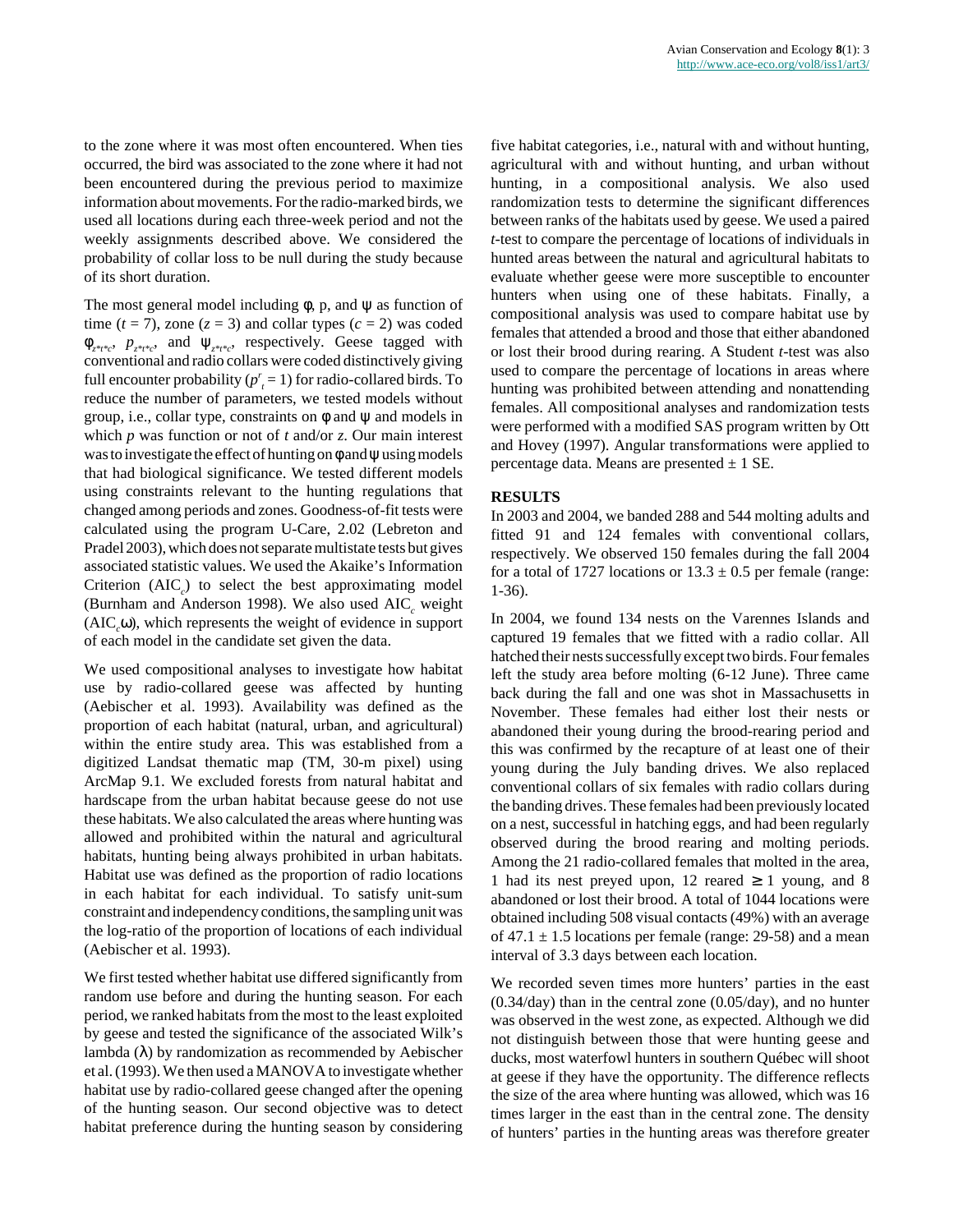to the zone where it was most often encountered. When ties occurred, the bird was associated to the zone where it had not been encountered during the previous period to maximize information about movements. For the radio-marked birds, we used all locations during each three-week period and not the weekly assignments described above. We considered the probability of collar loss to be null during the study because of its short duration.

The most general model including φ, p, and ψ as function of time ($t$ = 7), zone ($z$ = 3) and collar types ($c$ = 2) was coded $\phi_{z*t*c}$, $p_{z*t*c}$, and $\psi_{z*t*c}$, respectively. Geese tagged with conventional and radio collars were coded distinctively giving full encounter probability ($p^r_t = 1$) for radio-collared birds. To reduce the number of parameters, we tested models without group, i.e., collar type, constraints on φ and ψ and models in which $p$ was function or not of $t$ and/or $z$. Our main interest was to investigate the effect of hunting on φ and ψ using models that had biological significance. We tested different models using constraints relevant to the hunting regulations that changed among periods and zones. Goodness-of-fit tests were calculated using the program U-Care, 2.02 (Lebreton and Pradel 2003), which does not separate multistate tests but gives associated statistic values. We used the Akaike's Information Criterion ($AIC_c$) to select the best approximating model (Burnham and Anderson 1998). We also used $AIC_c$ weight ($AIC_c\omega$), which represents the weight of evidence in support of each model in the candidate set given the data.

We used compositional analyses to investigate how habitat use by radio-collared geese was affected by hunting (Aebischer et al. 1993). Availability was defined as the proportion of each habitat (natural, urban, and agricultural) within the entire study area. This was established from a digitized Landsat thematic map (TM, 30-m pixel) using ArcMap 9.1. We excluded forests from natural habitat and hardscape from the urban habitat because geese do not use these habitats. We also calculated the areas where hunting was allowed and prohibited within the natural and agricultural habitats, hunting being always prohibited in urban habitats. Habitat use was defined as the proportion of radio locations in each habitat for each individual. To satisfy unit-sum constraint and independency conditions, the sampling unit was the log-ratio of the proportion of locations of each individual (Aebischer et al. 1993).

We first tested whether habitat use differed significantly from random use before and during the hunting season. For each period, we ranked habitats from the most to the least exploited by geese and tested the significance of the associated Wilk's lambda (λ) by randomization as recommended by Aebischer et al. (1993). We then used a MANOVA to investigate whether habitat use by radio-collared geese changed after the opening of the hunting season. Our second objective was to detect habitat preference during the hunting season by considering five habitat categories, i.e., natural with and without hunting, agricultural with and without hunting, and urban without hunting, in a compositional analysis. We also used randomization tests to determine the significant differences between ranks of the habitats used by geese. We used a paired $t$-test to compare the percentage of locations of individuals in hunted areas between the natural and agricultural habitats to evaluate whether geese were more susceptible to encounter hunters when using one of these habitats. Finally, a compositional analysis was used to compare habitat use by females that attended a brood and those that either abandoned or lost their brood during rearing. A Student $t$-test was also used to compare the percentage of locations in areas where hunting was prohibited between attending and nonattending females. All compositional analyses and randomization tests were performed with a modified SAS program written by Ott and Hovey (1997). Angular transformations were applied to percentage data. Means are presented ± 1 SE.

## RESULTS

In 2003 and 2004, we banded 288 and 544 molting adults and fitted 91 and 124 females with conventional collars, respectively. We observed 150 females during the fall 2004 for a total of 1727 locations or 13.3 ± 0.5 per female (range: 1-36).

In 2004, we found 134 nests on the Varennes Islands and captured 19 females that we fitted with a radio collar. All hatched their nests successfully except two birds. Four females left the study area before molting (6-12 June). Three came back during the fall and one was shot in Massachusetts in November. These females had either lost their nests or abandoned their young during the brood-rearing period and this was confirmed by the recapture of at least one of their young during the July banding drives. We also replaced conventional collars of six females with radio collars during the banding drives. These females had been previously located on a nest, successful in hatching eggs, and had been regularly observed during the brood rearing and molting periods. Among the 21 radio-collared females that molted in the area, 1 had its nest preyed upon, 12 reared ≥ 1 young, and 8 abandoned or lost their brood. A total of 1044 locations were obtained including 508 visual contacts (49%) with an average of 47.1 ± 1.5 locations per female (range: 29-58) and a mean interval of 3.3 days between each location.

We recorded seven times more hunters' parties in the east (0.34/day) than in the central zone (0.05/day), and no hunter was observed in the west zone, as expected. Although we did not distinguish between those that were hunting geese and ducks, most waterfowl hunters in southern Québec will shoot at geese if they have the opportunity. The difference reflects the size of the area where hunting was allowed, which was 16 times larger in the east than in the central zone. The density of hunters' parties in the hunting areas was therefore greater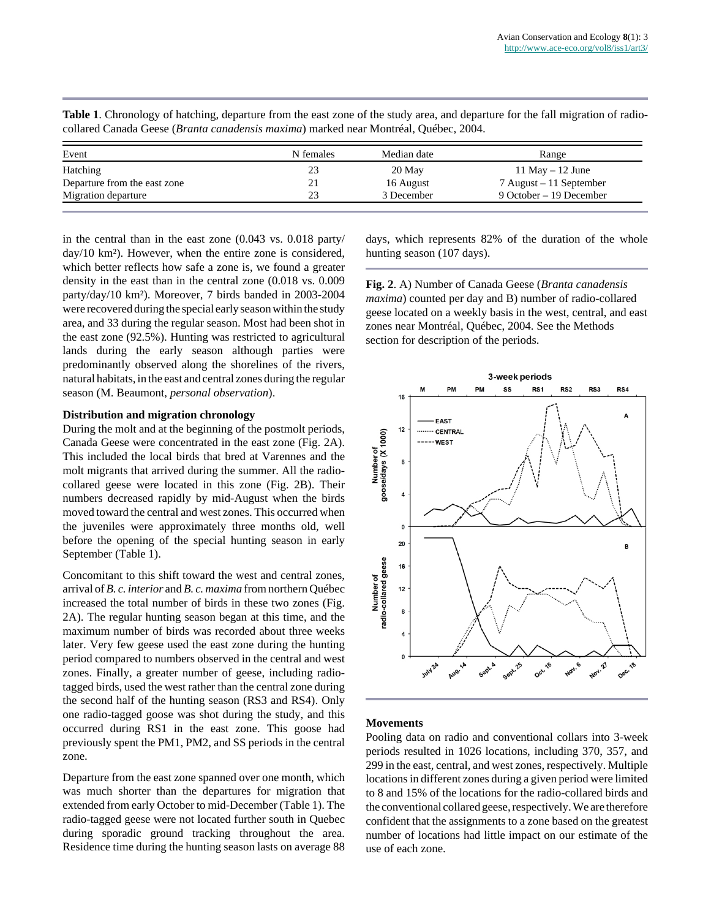**Table 1**. Chronology of hatching, departure from the east zone of the study area, and departure for the fall migration of radio-collared Canada Geese (*Branta canadensis maxima*) marked near Montréal, Québec, 2004.

| Event | N females | Median date | Range |
|---|---|---|---|
| Hatching | 23 | 20 May | 11 May – 12 June |
| Departure from the east zone | 21 | 16 August | 7 August – 11 September |
| Migration departure | 23 | 3 December | 9 October – 19 December |

in the central than in the east zone (0.043 vs. 0.018 party/day/10 km²). However, when the entire zone is considered, which better reflects how safe a zone is, we found a greater density in the east than in the central zone (0.018 vs. 0.009 party/day/10 km²). Moreover, 7 birds banded in 2003-2004 were recovered during the special early season within the study area, and 33 during the regular season. Most had been shot in the east zone (92.5%). Hunting was restricted to agricultural lands during the early season although parties were predominantly observed along the shorelines of the rivers, natural habitats, in the east and central zones during the regular season (M. Beaumont, *personal observation*).

### Distribution and migration chronology

During the molt and at the beginning of the postmolt periods, Canada Geese were concentrated in the east zone (Fig. 2A). This included the local birds that bred at Varennes and the molt migrants that arrived during the summer. All the radio-collared geese were located in this zone (Fig. 2B). Their numbers decreased rapidly by mid-August when the birds moved toward the central and west zones. This occurred when the juveniles were approximately three months old, well before the opening of the special hunting season in early September (Table 1).

Concomitant to this shift toward the west and central zones, arrival of *B. c. interior* and *B. c. maxima* from northern Québec increased the total number of birds in these two zones (Fig. 2A). The regular hunting season began at this time, and the maximum number of birds was recorded about three weeks later. Very few geese used the east zone during the hunting period compared to numbers observed in the central and west zones. Finally, a greater number of geese, including radio-tagged birds, used the west rather than the central zone during the second half of the hunting season (RS3 and RS4). Only one radio-tagged goose was shot during the study, and this occurred during RS1 in the east zone. This goose had previously spent the PM1, PM2, and SS periods in the central zone.

Departure from the east zone spanned over one month, which was much shorter than the departures for migration that extended from early October to mid-December (Table 1). The radio-tagged geese were not located further south in Quebec during sporadic ground tracking throughout the area. Residence time during the hunting season lasts on average 88 days, which represents 82% of the duration of the whole hunting season (107 days).

**Fig. 2**. A) Number of Canada Geese (*Branta canadensis maxima*) counted per day and B) number of radio-collared geese located on a weekly basis in the west, central, and east zones near Montréal, Québec, 2004. See the Methods section for description of the periods.

### Movements

Pooling data on radio and conventional collars into 3-week periods resulted in 1026 locations, including 370, 357, and 299 in the east, central, and west zones, respectively. Multiple locations in different zones during a given period were limited to 8 and 15% of the locations for the radio-collared birds and the conventional collared geese, respectively. We are therefore confident that the assignments to a zone based on the greatest number of locations had little impact on our estimate of the use of each zone.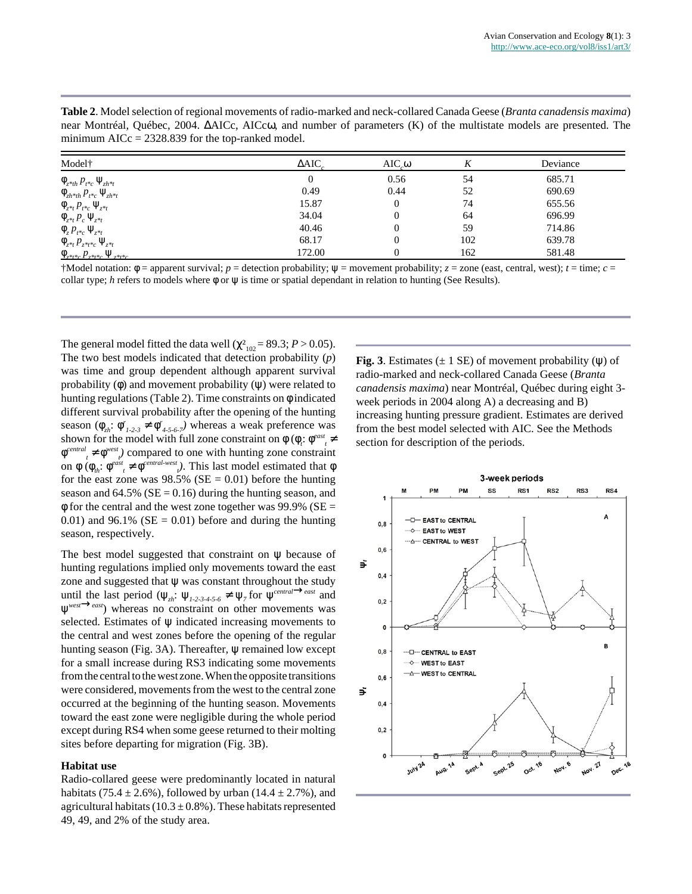**Table 2**. Model selection of regional movements of radio-marked and neck-collared Canada Geese (*Branta canadensis maxima*) near Montréal, Québec, 2004. ΔAICc, AICcω, and number of parameters (K) of the multistate models are presented. The minimum AICc = 2328.839 for the top-ranked model.

| Model† | $\Delta AIC_c$ | $AIC_c\omega$ | *K* | Deviance |
|---|---|---|---|---|
| $\phi_{z*th}\, p_{t*c}\, \psi_{zh*t}$ | 0 | 0.56 | 54 | 685.71 |
| $\phi_{zh*th}\, p_{t*c}\, \psi_{zh*t}$ | 0.49 | 0.44 | 52 | 690.69 |
| $\phi_{z*t}\, p_{t*c}\, \psi_{z*t}$ | 15.87 | 0 | 74 | 655.56 |
| $\phi_{z*t}\, p_{c}\, \psi_{z*t}$ | 34.04 | 0 | 64 | 696.99 |
| $\phi_{z}\, p_{t*c}\, \psi_{z*t}$ | 40.46 | 0 | 59 | 714.86 |
| $\phi_{z*t}\, p_{z*t*c}\, \psi_{z*t}$ | 68.17 | 0 | 102 | 639.78 |
| $\phi_{z*t*c}\, p_{z*t*c}\, \psi_{z*t*c}$ | 172.00 | 0 | 162 | 581.48 |

†Model notation: $\phi$ = apparent survival; $p$ = detection probability; $\psi$ = movement probability; $z$ = zone (east, central, west); $t$ = time; $c$ = collar type; $h$ refers to models where $\phi$ or $\psi$ is time or spatial dependant in relation to hunting (See Results).

The general model fitted the data well ($\chi^2_{102} = 89.3$; $P > 0.05$). The two best models indicated that detection probability ($p$) was time and group dependent although apparent survival probability ($\phi$) and movement probability ($\psi$) were related to hunting regulations (Table 2). Time constraints on $\phi$ indicated different survival probability after the opening of the hunting season ($\phi_{zh}$: $\phi^{t}_{1\text{-}2\text{-}3} \neq \phi^{t}_{4\text{-}5\text{-}6\text{-}7}$) whereas a weak preference was shown for the model with full zone constraint on $\phi$ ($\phi_t$: $\phi^{east}_{t} \neq \phi^{central}_{t} \neq \phi^{west}_{t}$) compared to one with hunting zone constraint on $\phi$ ($\phi_{th}$: $\phi^{east}_{t} \neq \phi^{central\text{-}west}_{t}$). This last model estimated that $\phi$ for the east zone was 98.5% (SE = 0.01) before the hunting season and 64.5% (SE = 0.16) during the hunting season, and $\phi$ for the central and the west zone together was 99.9% (SE = 0.01) and 96.1% (SE = 0.01) before and during the hunting season, respectively.

The best model suggested that constraint on $\psi$ because of hunting regulations implied only movements toward the east zone and suggested that $\psi$ was constant throughout the study until the last period ($\psi_{zh}$: $\psi_{1\text{-}2\text{-}3\text{-}4\text{-}5\text{-}6} \neq \psi_{7}$ for $\psi^{central \rightarrow east}$ and $\psi^{west \rightarrow east}$) whereas no constraint on other movements was selected. Estimates of $\psi$ indicated increasing movements to the central and west zones before the opening of the regular hunting season (Fig. 3A). Thereafter, $\psi$ remained low except for a small increase during RS3 indicating some movements from the central to the west zone. When the opposite transitions were considered, movements from the west to the central zone occurred at the beginning of the hunting season. Movements toward the east zone were negligible during the whole period except during RS4 when some geese returned to their molting sites before departing for migration (Fig. 3B).

### Habitat use

Radio-collared geese were predominantly located in natural habitats (75.4 ± 2.6%), followed by urban (14.4 ± 2.7%), and agricultural habitats (10.3 ± 0.8%). These habitats represented 49, 49, and 2% of the study area.

**Fig. 3**. Estimates (± 1 SE) of movement probability ($\psi$) of radio-marked and neck-collared Canada Geese (*Branta canadensis maxima*) near Montréal, Québec during eight 3-week periods in 2004 along A) a decreasing and B) increasing hunting pressure gradient. Estimates are derived from the best model selected with AIC. See the Methods section for description of the periods.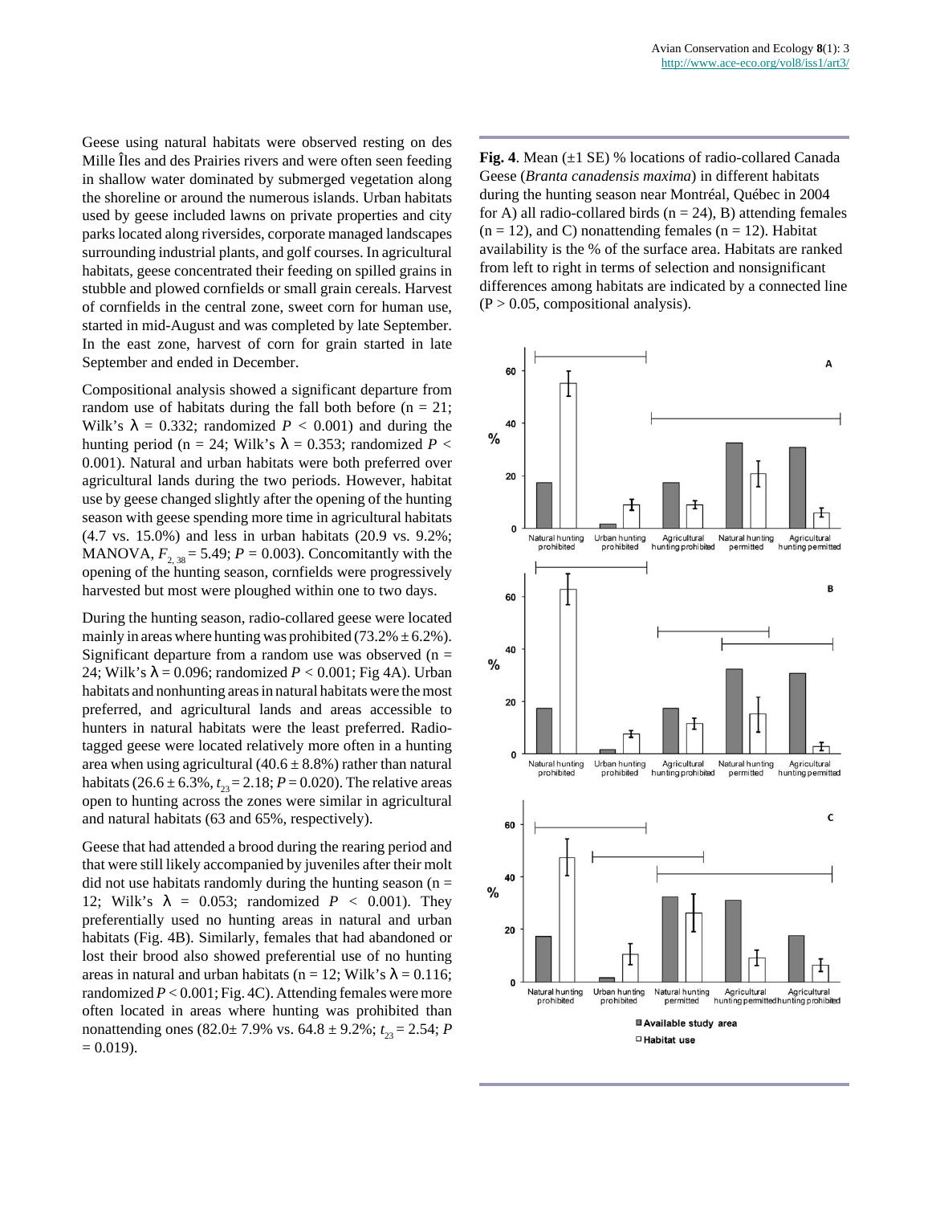Geese using natural habitats were observed resting on des Mille Îles and des Prairies rivers and were often seen feeding in shallow water dominated by submerged vegetation along the shoreline or around the numerous islands. Urban habitats used by geese included lawns on private properties and city parks located along riversides, corporate managed landscapes surrounding industrial plants, and golf courses. In agricultural habitats, geese concentrated their feeding on spilled grains in stubble and plowed cornfields or small grain cereals. Harvest of cornfields in the central zone, sweet corn for human use, started in mid-August and was completed by late September. In the east zone, harvest of corn for grain started in late September and ended in December.

Compositional analysis showed a significant departure from random use of habitats during the fall both before (n = 21; Wilk's $\lambda$ = 0.332; randomized $P$ < 0.001) and during the hunting period (n = 24; Wilk's $\lambda$ = 0.353; randomized $P$ < 0.001). Natural and urban habitats were both preferred over agricultural lands during the two periods. However, habitat use by geese changed slightly after the opening of the hunting season with geese spending more time in agricultural habitats (4.7 vs. 15.0%) and less in urban habitats (20.9 vs. 9.2%; MANOVA, $F_{2, 38}$ = 5.49; $P$ = 0.003). Concomitantly with the opening of the hunting season, cornfields were progressively harvested but most were ploughed within one to two days.

During the hunting season, radio-collared geese were located mainly in areas where hunting was prohibited (73.2% ± 6.2%). Significant departure from a random use was observed (n = 24; Wilk's $\lambda$ = 0.096; randomized $P$ < 0.001; Fig 4A). Urban habitats and nonhunting areas in natural habitats were the most preferred, and agricultural lands and areas accessible to hunters in natural habitats were the least preferred. Radio-tagged geese were located relatively more often in a hunting area when using agricultural (40.6 ± 8.8%) rather than natural habitats (26.6 ± 6.3%, $t_{23}$ = 2.18; $P$ = 0.020). The relative areas open to hunting across the zones were similar in agricultural and natural habitats (63 and 65%, respectively).

Geese that had attended a brood during the rearing period and that were still likely accompanied by juveniles after their molt did not use habitats randomly during the hunting season (n = 12; Wilk's $\lambda$ = 0.053; randomized $P$ < 0.001). They preferentially used no hunting areas in natural and urban habitats (Fig. 4B). Similarly, females that had abandoned or lost their brood also showed preferential use of no hunting areas in natural and urban habitats (n = 12; Wilk's $\lambda$ = 0.116; randomized $P$ < 0.001; Fig. 4C). Attending females were more often located in areas where hunting was prohibited than nonattending ones (82.0± 7.9% vs. 64.8 ± 9.2%; $t_{23}$ = 2.54; $P$ = 0.019).

**Fig. 4**. Mean (±1 SE) % locations of radio-collared Canada Geese (*Branta canadensis maxima*) in different habitats during the hunting season near Montréal, Québec in 2004 for A) all radio-collared birds (n = 24), B) attending females (n = 12), and C) nonattending females (n = 12). Habitat availability is the % of the surface area. Habitats are ranked from left to right in terms of selection and nonsignificant differences among habitats are indicated by a connected line (P > 0.05, compositional analysis).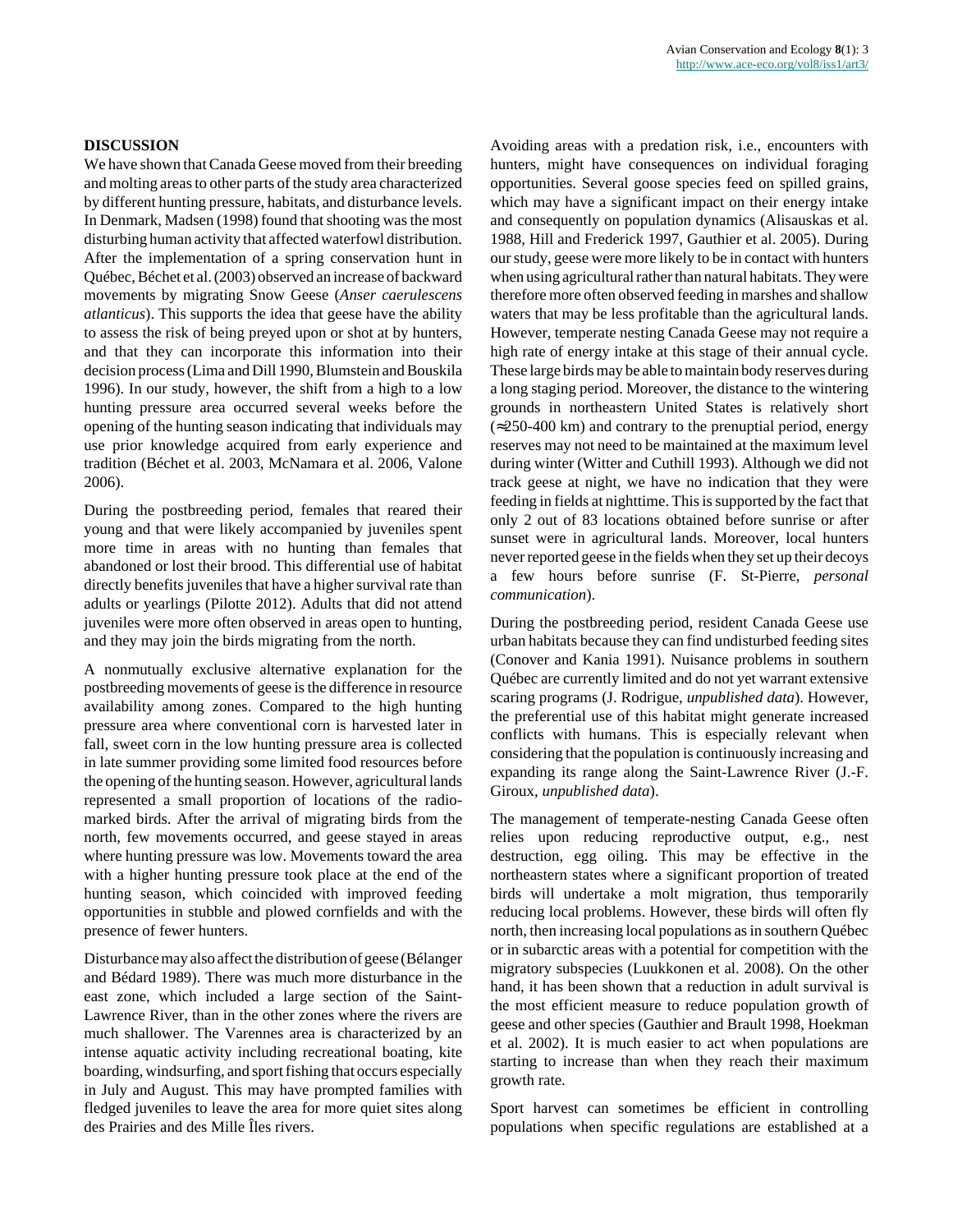## DISCUSSION

We have shown that Canada Geese moved from their breeding and molting areas to other parts of the study area characterized by different hunting pressure, habitats, and disturbance levels. In Denmark, Madsen (1998) found that shooting was the most disturbing human activity that affected waterfowl distribution. After the implementation of a spring conservation hunt in Québec, Béchet et al. (2003) observed an increase of backward movements by migrating Snow Geese (*Anser caerulescens atlanticus*). This supports the idea that geese have the ability to assess the risk of being preyed upon or shot at by hunters, and that they can incorporate this information into their decision process (Lima and Dill 1990, Blumstein and Bouskila 1996). In our study, however, the shift from a high to a low hunting pressure area occurred several weeks before the opening of the hunting season indicating that individuals may use prior knowledge acquired from early experience and tradition (Béchet et al. 2003, McNamara et al. 2006, Valone 2006).

During the postbreeding period, females that reared their young and that were likely accompanied by juveniles spent more time in areas with no hunting than females that abandoned or lost their brood. This differential use of habitat directly benefits juveniles that have a higher survival rate than adults or yearlings (Pilotte 2012). Adults that did not attend juveniles were more often observed in areas open to hunting, and they may join the birds migrating from the north.

A nonmutually exclusive alternative explanation for the postbreeding movements of geese is the difference in resource availability among zones. Compared to the high hunting pressure area where conventional corn is harvested later in fall, sweet corn in the low hunting pressure area is collected in late summer providing some limited food resources before the opening of the hunting season. However, agricultural lands represented a small proportion of locations of the radio-marked birds. After the arrival of migrating birds from the north, few movements occurred, and geese stayed in areas where hunting pressure was low. Movements toward the area with a higher hunting pressure took place at the end of the hunting season, which coincided with improved feeding opportunities in stubble and plowed cornfields and with the presence of fewer hunters.

Disturbance may also affect the distribution of geese (Bélanger and Bédard 1989). There was much more disturbance in the east zone, which included a large section of the Saint-Lawrence River, than in the other zones where the rivers are much shallower. The Varennes area is characterized by an intense aquatic activity including recreational boating, kite boarding, windsurfing, and sport fishing that occurs especially in July and August. This may have prompted families with fledged juveniles to leave the area for more quiet sites along des Prairies and des Mille Îles rivers.

Avoiding areas with a predation risk, i.e., encounters with hunters, might have consequences on individual foraging opportunities. Several goose species feed on spilled grains, which may have a significant impact on their energy intake and consequently on population dynamics (Alisauskas et al. 1988, Hill and Frederick 1997, Gauthier et al. 2005). During our study, geese were more likely to be in contact with hunters when using agricultural rather than natural habitats. They were therefore more often observed feeding in marshes and shallow waters that may be less profitable than the agricultural lands. However, temperate nesting Canada Geese may not require a high rate of energy intake at this stage of their annual cycle. These large birds may be able to maintain body reserves during a long staging period. Moreover, the distance to the wintering grounds in northeastern United States is relatively short (≈250-400 km) and contrary to the prenuptial period, energy reserves may not need to be maintained at the maximum level during winter (Witter and Cuthill 1993). Although we did not track geese at night, we have no indication that they were feeding in fields at nighttime. This is supported by the fact that only 2 out of 83 locations obtained before sunrise or after sunset were in agricultural lands. Moreover, local hunters never reported geese in the fields when they set up their decoys a few hours before sunrise (F. St-Pierre, *personal communication*).

During the postbreeding period, resident Canada Geese use urban habitats because they can find undisturbed feeding sites (Conover and Kania 1991). Nuisance problems in southern Québec are currently limited and do not yet warrant extensive scaring programs (J. Rodrigue, *unpublished data*). However, the preferential use of this habitat might generate increased conflicts with humans. This is especially relevant when considering that the population is continuously increasing and expanding its range along the Saint-Lawrence River (J.-F. Giroux, *unpublished data*).

The management of temperate-nesting Canada Geese often relies upon reducing reproductive output, e.g., nest destruction, egg oiling. This may be effective in the northeastern states where a significant proportion of treated birds will undertake a molt migration, thus temporarily reducing local problems. However, these birds will often fly north, then increasing local populations as in southern Québec or in subarctic areas with a potential for competition with the migratory subspecies (Luukkonen et al. 2008). On the other hand, it has been shown that a reduction in adult survival is the most efficient measure to reduce population growth of geese and other species (Gauthier and Brault 1998, Hoekman et al. 2002). It is much easier to act when populations are starting to increase than when they reach their maximum growth rate.

Sport harvest can sometimes be efficient in controlling populations when specific regulations are established at a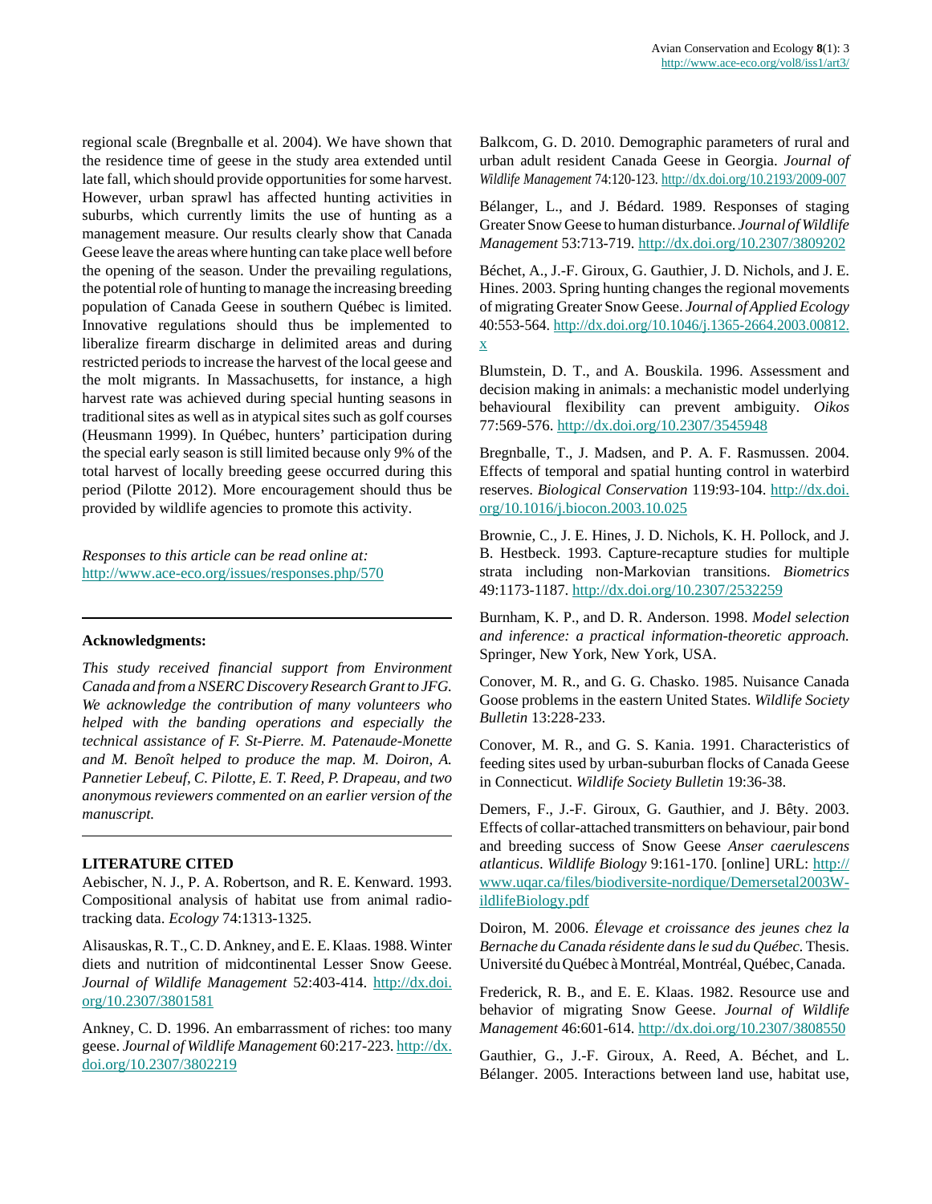regional scale (Bregnballe et al. 2004). We have shown that the residence time of geese in the study area extended until late fall, which should provide opportunities for some harvest. However, urban sprawl has affected hunting activities in suburbs, which currently limits the use of hunting as a management measure. Our results clearly show that Canada Geese leave the areas where hunting can take place well before the opening of the season. Under the prevailing regulations, the potential role of hunting to manage the increasing breeding population of Canada Geese in southern Québec is limited. Innovative regulations should thus be implemented to liberalize firearm discharge in delimited areas and during restricted periods to increase the harvest of the local geese and the molt migrants. In Massachusetts, for instance, a high harvest rate was achieved during special hunting seasons in traditional sites as well as in atypical sites such as golf courses (Heusmann 1999). In Québec, hunters' participation during the special early season is still limited because only 9% of the total harvest of locally breeding geese occurred during this period (Pilotte 2012). More encouragement should thus be provided by wildlife agencies to promote this activity.

*Responses to this article can be read online at:*
http://www.ace-eco.org/issues/responses.php/570

---

**Acknowledgments:**

*This study received financial support from Environment Canada and from a NSERC Discovery Research Grant to JFG. We acknowledge the contribution of many volunteers who helped with the banding operations and especially the technical assistance of F. St-Pierre. M. Patenaude-Monette and M. Benoît helped to produce the map. M. Doiron, A. Pannetier Lebeuf, C. Pilotte, E. T. Reed, P. Drapeau, and two anonymous reviewers commented on an earlier version of the manuscript.*

---

## LITERATURE CITED

Aebischer, N. J., P. A. Robertson, and R. E. Kenward. 1993. Compositional analysis of habitat use from animal radio-tracking data. *Ecology* 74:1313-1325.

Alisauskas, R. T., C. D. Ankney, and E. E. Klaas. 1988. Winter diets and nutrition of midcontinental Lesser Snow Geese. *Journal of Wildlife Management* 52:403-414. http://dx.doi.org/10.2307/3801581

Ankney, C. D. 1996. An embarrassment of riches: too many geese. *Journal of Wildlife Management* 60:217-223. http://dx.doi.org/10.2307/3802219

Balkcom, G. D. 2010. Demographic parameters of rural and urban adult resident Canada Geese in Georgia. *Journal of Wildlife Management* 74:120-123. http://dx.doi.org/10.2193/2009-007

Bélanger, L., and J. Bédard. 1989. Responses of staging Greater Snow Geese to human disturbance. *Journal of Wildlife Management* 53:713-719. http://dx.doi.org/10.2307/3809202

Béchet, A., J.-F. Giroux, G. Gauthier, J. D. Nichols, and J. E. Hines. 2003. Spring hunting changes the regional movements of migrating Greater Snow Geese. *Journal of Applied Ecology* 40:553-564. http://dx.doi.org/10.1046/j.1365-2664.2003.00812.x

Blumstein, D. T., and A. Bouskila. 1996. Assessment and decision making in animals: a mechanistic model underlying behavioural flexibility can prevent ambiguity. *Oikos* 77:569-576. http://dx.doi.org/10.2307/3545948

Bregnballe, T., J. Madsen, and P. A. F. Rasmussen. 2004. Effects of temporal and spatial hunting control in waterbird reserves. *Biological Conservation* 119:93-104. http://dx.doi.org/10.1016/j.biocon.2003.10.025

Brownie, C., J. E. Hines, J. D. Nichols, K. H. Pollock, and J. B. Hestbeck. 1993. Capture-recapture studies for multiple strata including non-Markovian transitions. *Biometrics* 49:1173-1187. http://dx.doi.org/10.2307/2532259

Burnham, K. P., and D. R. Anderson. 1998. *Model selection and inference: a practical information-theoretic approach.* Springer, New York, New York, USA.

Conover, M. R., and G. G. Chasko. 1985. Nuisance Canada Goose problems in the eastern United States. *Wildlife Society Bulletin* 13:228-233.

Conover, M. R., and G. S. Kania. 1991. Characteristics of feeding sites used by urban-suburban flocks of Canada Geese in Connecticut. *Wildlife Society Bulletin* 19:36-38.

Demers, F., J.-F. Giroux, G. Gauthier, and J. Bêty. 2003. Effects of collar-attached transmitters on behaviour, pair bond and breeding success of Snow Geese *Anser caerulescens atlanticus*. *Wildlife Biology* 9:161-170. [online] URL: http://www.uqar.ca/files/biodiversite-nordique/Demersetal2003WildlifeBiology.pdf

Doiron, M. 2006. *Élevage et croissance des jeunes chez la Bernache du Canada résidente dans le sud du Québec.* Thesis. Université du Québec à Montréal, Montréal, Québec, Canada.

Frederick, R. B., and E. E. Klaas. 1982. Resource use and behavior of migrating Snow Geese. *Journal of Wildlife Management* 46:601-614. http://dx.doi.org/10.2307/3808550

Gauthier, G., J.-F. Giroux, A. Reed, A. Béchet, and L. Bélanger. 2005. Interactions between land use, habitat use,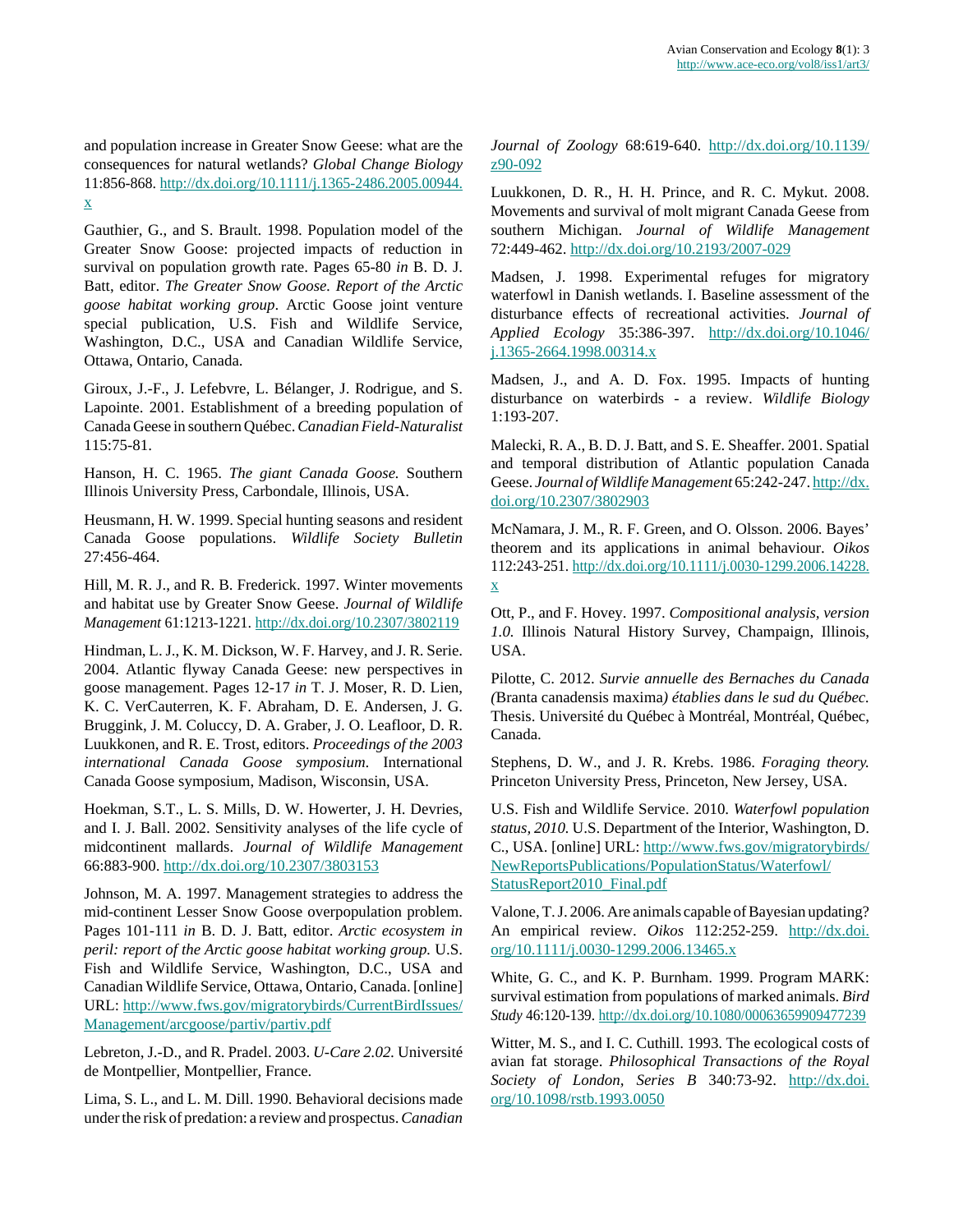and population increase in Greater Snow Geese: what are the consequences for natural wetlands? *Global Change Biology* 11:856-868. http://dx.doi.org/10.1111/j.1365-2486.2005.00944.x

Gauthier, G., and S. Brault. 1998. Population model of the Greater Snow Goose: projected impacts of reduction in survival on population growth rate. Pages 65-80 *in* B. D. J. Batt, editor. *The Greater Snow Goose. Report of the Arctic goose habitat working group*. Arctic Goose joint venture special publication, U.S. Fish and Wildlife Service, Washington, D.C., USA and Canadian Wildlife Service, Ottawa, Ontario, Canada.

Giroux, J.-F., J. Lefebvre, L. Bélanger, J. Rodrigue, and S. Lapointe. 2001. Establishment of a breeding population of Canada Geese in southern Québec. *Canadian Field-Naturalist* 115:75-81.

Hanson, H. C. 1965. *The giant Canada Goose.* Southern Illinois University Press, Carbondale, Illinois, USA.

Heusmann, H. W. 1999. Special hunting seasons and resident Canada Goose populations. *Wildlife Society Bulletin* 27:456-464.

Hill, M. R. J., and R. B. Frederick. 1997. Winter movements and habitat use by Greater Snow Geese. *Journal of Wildlife Management* 61:1213-1221. http://dx.doi.org/10.2307/3802119

Hindman, L. J., K. M. Dickson, W. F. Harvey, and J. R. Serie. 2004. Atlantic flyway Canada Geese: new perspectives in goose management. Pages 12-17 *in* T. J. Moser, R. D. Lien, K. C. VerCauterren, K. F. Abraham, D. E. Andersen, J. G. Bruggink, J. M. Coluccy, D. A. Graber, J. O. Leafloor, D. R. Luukkonen, and R. E. Trost, editors. *Proceedings of the 2003 international Canada Goose symposium.* International Canada Goose symposium, Madison, Wisconsin, USA.

Hoekman, S.T., L. S. Mills, D. W. Howerter, J. H. Devries, and I. J. Ball. 2002. Sensitivity analyses of the life cycle of midcontinent mallards. *Journal of Wildlife Management* 66:883-900. http://dx.doi.org/10.2307/3803153

Johnson, M. A. 1997. Management strategies to address the mid-continent Lesser Snow Goose overpopulation problem. Pages 101-111 *in* B. D. J. Batt, editor. *Arctic ecosystem in peril: report of the Arctic goose habitat working group.* U.S. Fish and Wildlife Service, Washington, D.C., USA and Canadian Wildlife Service, Ottawa, Ontario, Canada. [online] URL: http://www.fws.gov/migratorybirds/CurrentBirdIssues/Management/arcgoose/partiv/partiv.pdf

Lebreton, J.-D., and R. Pradel. 2003. *U-Care 2.02.* Université de Montpellier, Montpellier, France.

Lima, S. L., and L. M. Dill. 1990. Behavioral decisions made under the risk of predation: a review and prospectus. *Canadian Journal of Zoology* 68:619-640. http://dx.doi.org/10.1139/z90-092

Luukkonen, D. R., H. H. Prince, and R. C. Mykut. 2008. Movements and survival of molt migrant Canada Geese from southern Michigan. *Journal of Wildlife Management* 72:449-462. http://dx.doi.org/10.2193/2007-029

Madsen, J. 1998. Experimental refuges for migratory waterfowl in Danish wetlands. I. Baseline assessment of the disturbance effects of recreational activities. *Journal of Applied Ecology* 35:386-397. http://dx.doi.org/10.1046/j.1365-2664.1998.00314.x

Madsen, J., and A. D. Fox. 1995. Impacts of hunting disturbance on waterbirds - a review. *Wildlife Biology* 1:193-207.

Malecki, R. A., B. D. J. Batt, and S. E. Sheaffer. 2001. Spatial and temporal distribution of Atlantic population Canada Geese. *Journal of Wildlife Management* 65:242-247. http://dx.doi.org/10.2307/3802903

McNamara, J. M., R. F. Green, and O. Olsson. 2006. Bayes' theorem and its applications in animal behaviour. *Oikos* 112:243-251. http://dx.doi.org/10.1111/j.0030-1299.2006.14228.x

Ott, P., and F. Hovey. 1997. *Compositional analysis, version 1.0.* Illinois Natural History Survey, Champaign, Illinois, USA.

Pilotte, C. 2012. *Survie annuelle des Bernaches du Canada (*Branta canadensis maxima*) établies dans le sud du Québec.* Thesis. Université du Québec à Montréal, Montréal, Québec, Canada.

Stephens, D. W., and J. R. Krebs. 1986. *Foraging theory.* Princeton University Press, Princeton, New Jersey, USA.

U.S. Fish and Wildlife Service. 2010. *Waterfowl population status, 2010.* U.S. Department of the Interior, Washington, D. C., USA. [online] URL: http://www.fws.gov/migratorybirds/NewReportsPublications/PopulationStatus/Waterfowl/StatusReport2010_Final.pdf

Valone, T. J. 2006. Are animals capable of Bayesian updating? An empirical review. *Oikos* 112:252-259. http://dx.doi.org/10.1111/j.0030-1299.2006.13465.x

White, G. C., and K. P. Burnham. 1999. Program MARK: survival estimation from populations of marked animals. *Bird Study* 46:120-139. http://dx.doi.org/10.1080/00063659909477239

Witter, M. S., and I. C. Cuthill. 1993. The ecological costs of avian fat storage. *Philosophical Transactions of the Royal Society of London, Series B* 340:73-92. http://dx.doi.org/10.1098/rstb.1993.0050